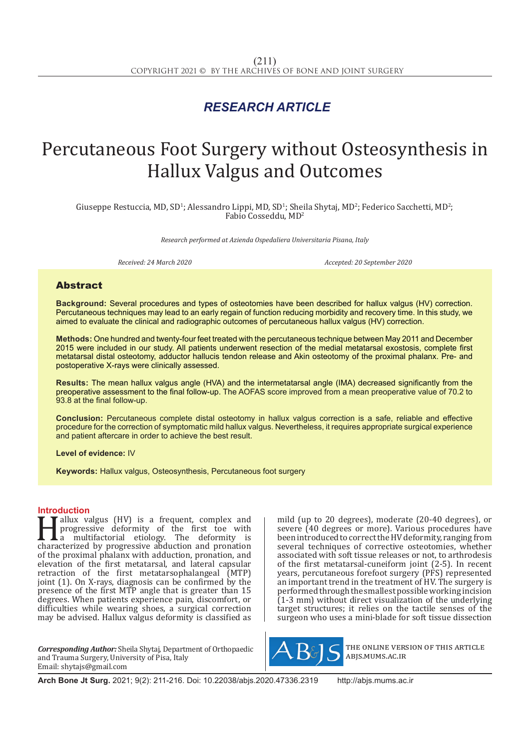RESEARCH ARTICLE

# Percutaneous Foot Surgery without Osteosynthesis in Hallux Valgus and Outcomes

Giuseppe Restuccia, MD, SD[1]; Alessandro Lippi, MD, SD[1]; Sheila Shytaj, MD[2]; Federico Sacchetti, MD[2]; Fabio Cosseddu, MD[2]

*Research performed at Azienda Ospedaliera Universitaria Pisana, Italy*

*Received: 24 March 2020* *Accepted: 20 September 2020*

## Abstract

**Background:** Several procedures and types of osteotomies have been described for hallux valgus (HV) correction. Percutaneous techniques may lead to an early regain of function reducing morbidity and recovery time. In this study, we aimed to evaluate the clinical and radiographic outcomes of percutaneous hallux valgus (HV) correction.

**Methods:** One hundred and twenty-four feet treated with the percutaneous technique between May 2011 and December 2015 were included in our study. All patients underwent resection of the medial metatarsal exostosis, complete first metatarsal distal osteotomy, adductor hallucis tendon release and Akin osteotomy of the proximal phalanx. Pre- and postoperative X-rays were clinically assessed.

**Results:** The mean hallux valgus angle (HVA) and the intermetatarsal angle (IMA) decreased significantly from the preoperative assessment to the final follow-up. The AOFAS score improved from a mean preoperative value of 70.2 to 93.8 at the final follow-up.

**Conclusion:** Percutaneous complete distal osteotomy in hallux valgus correction is a safe, reliable and effective procedure for the correction of symptomatic mild hallux valgus. Nevertheless, it requires appropriate surgical experience and patient aftercare in order to achieve the best result.

**Level of evidence:** IV

**Keywords:** Hallux valgus, Osteosynthesis, Percutaneous foot surgery

## Introduction

Hallux valgus (HV) is a frequent, complex and progressive deformity of the first toe with a multifactorial etiology. The deformity is characterized by progressive abduction and pronation of the proximal phalanx with adduction, pronation, and elevation of the first metatarsal, and lateral capsular retraction of the first metatarsophalangeal (MTP) joint (1). On X-rays, diagnosis can be confirmed by the presence of the first MTP angle that is greater than 15 degrees. When patients experience pain, discomfort, or difficulties while wearing shoes, a surgical correction may be advised. Hallux valgus deformity is classified as mild (up to 20 degrees), moderate (20-40 degrees), or severe (40 degrees or more). Various procedures have been introduced to correct the HV deformity, ranging from several techniques of corrective osteotomies, whether associated with soft tissue releases or not, to arthrodesis of the first metatarsal-cuneiform joint (2-5). In recent years, percutaneous forefoot surgery (PFS) represented an important trend in the treatment of HV. The surgery is performed through the smallest possible working incision (1-3 mm) without direct visualization of the underlying target structures; it relies on the tactile senses of the surgeon who uses a mini-blade for soft tissue dissection

*Corresponding Author:* Sheila Shytaj, Department of Orthopaedic and Trauma Surgery, University of Pisa, Italy
Email: shytajs@gmail.com

THE ONLINE VERSION OF THIS ARTICLE ABJS.MUMS.AC.IR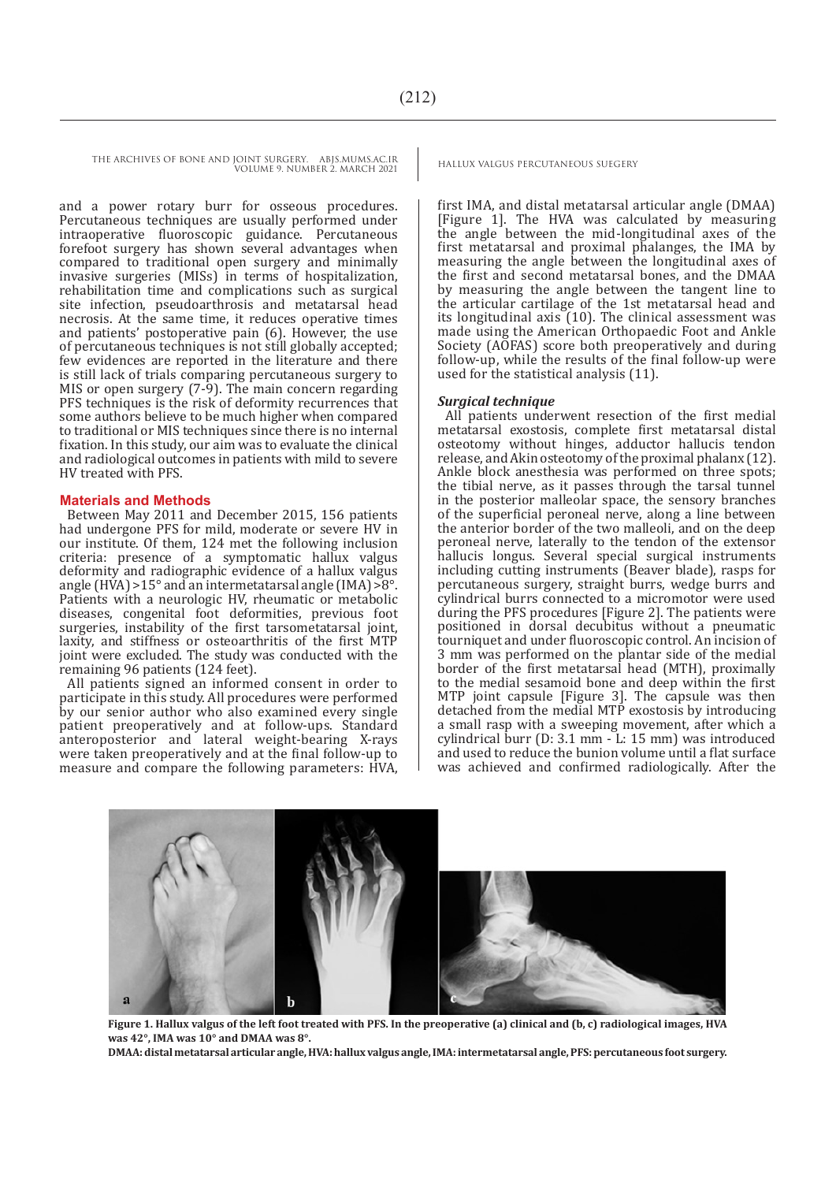and a power rotary burr for osseous procedures. Percutaneous techniques are usually performed under intraoperative fluoroscopic guidance. Percutaneous forefoot surgery has shown several advantages when compared to traditional open surgery and minimally invasive surgeries (MISs) in terms of hospitalization, rehabilitation time and complications such as surgical site infection, pseudoarthrosis and metatarsal head necrosis. At the same time, it reduces operative times and patients' postoperative pain (6). However, the use of percutaneous techniques is not still globally accepted; few evidences are reported in the literature and there is still lack of trials comparing percutaneous surgery to MIS or open surgery (7-9). The main concern regarding PFS techniques is the risk of deformity recurrences that some authors believe to be much higher when compared to traditional or MIS techniques since there is no internal fixation. In this study, our aim was to evaluate the clinical and radiological outcomes in patients with mild to severe HV treated with PFS.

## Materials and Methods

Between May 2011 and December 2015, 156 patients had undergone PFS for mild, moderate or severe HV in our institute. Of them, 124 met the following inclusion criteria: presence of a symptomatic hallux valgus deformity and radiographic evidence of a hallux valgus angle (HVA) >15° and an intermetatarsal angle (IMA) >8°. Patients with a neurologic HV, rheumatic or metabolic diseases, congenital foot deformities, previous foot surgeries, instability of the first tarsometatarsal joint, laxity, and stiffness or osteoarthritis of the first MTP joint were excluded. The study was conducted with the remaining 96 patients (124 feet).

All patients signed an informed consent in order to participate in this study. All procedures were performed by our senior author who also examined every single patient preoperatively and at follow-ups. Standard anteroposterior and lateral weight-bearing X-rays were taken preoperatively and at the final follow-up to measure and compare the following parameters: HVA, first IMA, and distal metatarsal articular angle (DMAA) [Figure 1]. The HVA was calculated by measuring the angle between the mid-longitudinal axes of the first metatarsal and proximal phalanges, the IMA by measuring the angle between the longitudinal axes of the first and second metatarsal bones, and the DMAA by measuring the angle between the tangent line to the articular cartilage of the 1st metatarsal head and its longitudinal axis (10). The clinical assessment was made using the American Orthopaedic Foot and Ankle Society (AOFAS) score both preoperatively and during follow-up, while the results of the final follow-up were used for the statistical analysis (11).

### *Surgical technique*

All patients underwent resection of the first medial metatarsal exostosis, complete first metatarsal distal osteotomy without hinges, adductor hallucis tendon release, and Akin osteotomy of the proximal phalanx (12). Ankle block anesthesia was performed on three spots; the tibial nerve, as it passes through the tarsal tunnel in the posterior malleolar space, the sensory branches of the superficial peroneal nerve, along a line between the anterior border of the two malleoli, and on the deep peroneal nerve, laterally to the tendon of the extensor hallucis longus. Several special surgical instruments including cutting instruments (Beaver blade), rasps for percutaneous surgery, straight burrs, wedge burrs and cylindrical burrs connected to a micromotor were used during the PFS procedures [Figure 2]. The patients were positioned in dorsal decubitus without a pneumatic tourniquet and under fluoroscopic control. An incision of 3 mm was performed on the plantar side of the medial border of the first metatarsal head (MTH), proximally to the medial sesamoid bone and deep within the first MTP joint capsule [Figure 3]. The capsule was then detached from the medial MTP exostosis by introducing a small rasp with a sweeping movement, after which a cylindrical burr (D: 3.1 mm - L: 15 mm) was introduced and used to reduce the bunion volume until a flat surface was achieved and confirmed radiologically. After the

**Figure 1. Hallux valgus of the left foot treated with PFS. In the preoperative (a) clinical and (b, c) radiological images, HVA was 42°, IMA was 10° and DMAA was 8°.**

**DMAA: distal metatarsal articular angle, HVA: hallux valgus angle, IMA: intermetatarsal angle, PFS: percutaneous foot surgery.**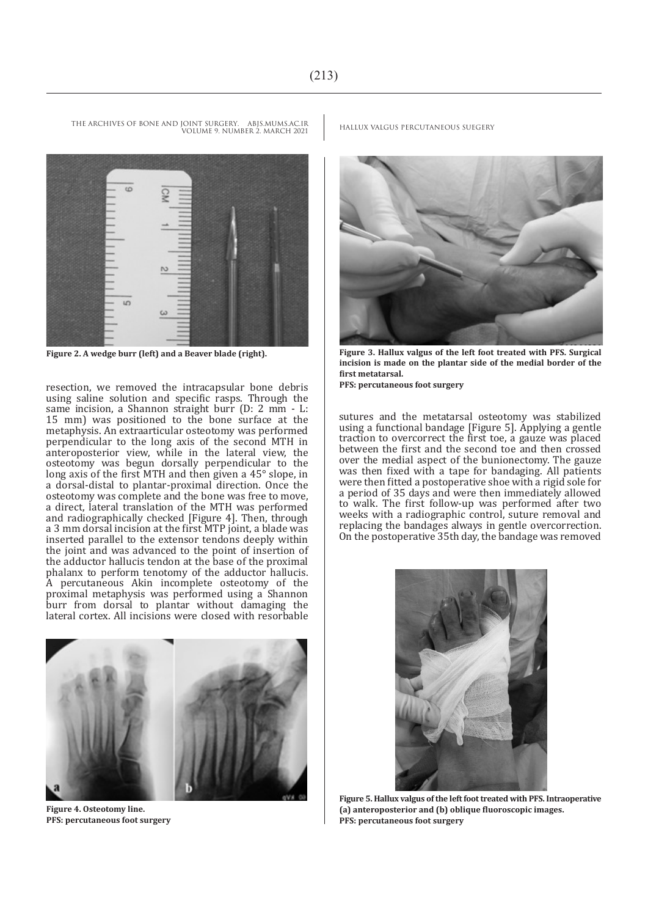Figure 2. A wedge burr (left) and a Beaver blade (right).

Figure 3. Hallux valgus of the left foot treated with PFS. Surgical incision is made on the plantar side of the medial border of the first metatarsal.
PFS: percutaneous foot surgery

resection, we removed the intracapsular bone debris using saline solution and specific rasps. Through the same incision, a Shannon straight burr (D: 2 mm - L: 15 mm) was positioned to the bone surface at the metaphysis. An extraarticular osteotomy was performed perpendicular to the long axis of the second MTH in anteroposterior view, while in the lateral view, the osteotomy was begun dorsally perpendicular to the long axis of the first MTH and then given a 45° slope, in a dorsal-distal to plantar-proximal direction. Once the osteotomy was complete and the bone was free to move, a direct, lateral translation of the MTH was performed and radiographically checked [Figure 4]. Then, through a 3 mm dorsal incision at the first MTP joint, a blade was inserted parallel to the extensor tendons deeply within the joint and was advanced to the point of insertion of the adductor hallucis tendon at the base of the proximal phalanx to perform tenotomy of the adductor hallucis. A percutaneous Akin incomplete osteotomy of the proximal metaphysis was performed using a Shannon burr from dorsal to plantar without damaging the lateral cortex. All incisions were closed with resorbable sutures and the metatarsal osteotomy was stabilized using a functional bandage [Figure 5]. Applying a gentle traction to overcorrect the first toe, a gauze was placed between the first and the second toe and then crossed over the medial aspect of the bunionectomy. The gauze was then fixed with a tape for bandaging. All patients were then fitted a postoperative shoe with a rigid sole for a period of 35 days and were then immediately allowed to walk. The first follow-up was performed after two weeks with a radiographic control, suture removal and replacing the bandages always in gentle overcorrection. On the postoperative 35th day, the bandage was removed

Figure 4. Osteotomy line.
PFS: percutaneous foot surgery

Figure 5. Hallux valgus of the left foot treated with PFS. Intraoperative (a) anteroposterior and (b) oblique fluoroscopic images.
PFS: percutaneous foot surgery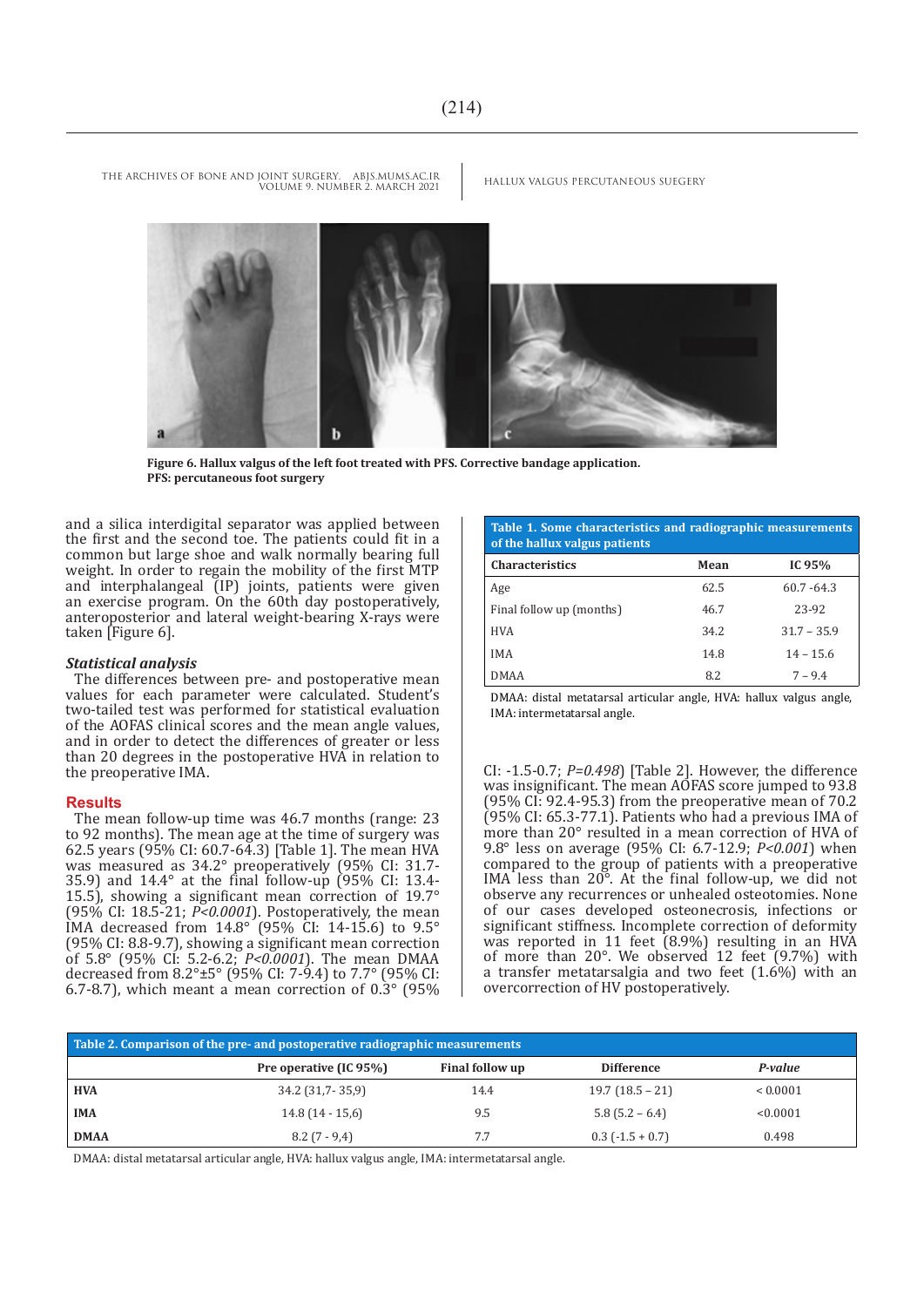Figure 6. Hallux valgus of the left foot treated with PFS. Corrective bandage application.
PFS: percutaneous foot surgery

and a silica interdigital separator was applied between the first and the second toe. The patients could fit in a common but large shoe and walk normally bearing full weight. In order to regain the mobility of the first MTP and interphalangeal (IP) joints, patients were given an exercise program. On the 60th day postoperatively, anteroposterior and lateral weight-bearing X-rays were taken [Figure 6].

### *Statistical analysis*

The differences between pre- and postoperative mean values for each parameter were calculated. Student's two-tailed test was performed for statistical evaluation of the AOFAS clinical scores and the mean angle values, and in order to detect the differences of greater or less than 20 degrees in the postoperative HVA in relation to the preoperative IMA.

## Results

The mean follow-up time was 46.7 months (range: 23 to 92 months). The mean age at the time of surgery was 62.5 years (95% CI: 60.7-64.3) [Table 1]. The mean HVA was measured as 34.2° preoperatively (95% CI: 31.7-35.9) and 14.4° at the final follow-up (95% CI: 13.4-15.5), showing a significant mean correction of 19.7° (95% CI: 18.5-21; *P<0.0001*). Postoperatively, the mean IMA decreased from 14.8° (95% CI: 14-15.6) to 9.5° (95% CI: 8.8-9.7), showing a significant mean correction of 5.8° (95% CI: 5.2-6.2; *P<0.0001*). The mean DMAA decreased from 8.2°±5° (95% CI: 7-9.4) to 7.7° (95% CI: 6.7-8.7), which meant a mean correction of 0.3° (95% CI: -1.5-0.7; *P=0.498*) [Table 2]. However, the difference was insignificant. The mean AOFAS score jumped to 93.8 (95% CI: 92.4-95.3) from the preoperative mean of 70.2 (95% CI: 65.3-77.1). Patients who had a previous IMA of more than 20° resulted in a mean correction of HVA of 9.8° less on average (95% CI: 6.7-12.9; *P<0.001*) when compared to the group of patients with a preoperative IMA less than 20°. At the final follow-up, we did not observe any recurrences or unhealed osteotomies. None of our cases developed osteonecrosis, infections or significant stiffness. Incomplete correction of deformity was reported in 11 feet (8.9%) resulting in an HVA of more than 20°. We observed 12 feet (9.7%) with a transfer metatarsalgia and two feet (1.6%) with an overcorrection of HV postoperatively.

**Table 1. Some characteristics and radiographic measurements of the hallux valgus patients**

| Characteristics | Mean | IC 95% |
|---|---|---|
| Age | 62.5 | 60.7 -64.3 |
| Final follow up (months) | 46.7 | 23-92 |
| HVA | 34.2 | 31.7 – 35.9 |
| IMA | 14.8 | 14 – 15.6 |
| DMAA | 8.2 | 7 – 9.4 |

DMAA: distal metatarsal articular angle, HVA: hallux valgus angle, IMA: intermetatarsal angle.

**Table 2. Comparison of the pre- and postoperative radiographic measurements**

| | Pre operative (IC 95%) | Final follow up | Difference | *P-value* |
|---|---|---|---|---|
| **HVA** | 34.2 (31,7- 35,9) | 14.4 | 19.7 (18.5 – 21) | < 0.0001 |
| **IMA** | 14.8 (14 - 15,6) | 9.5 | 5.8 (5.2 – 6.4) | <0.0001 |
| **DMAA** | 8.2 (7 - 9,4) | 7.7 | 0.3 (-1.5 + 0.7) | 0.498 |

DMAA: distal metatarsal articular angle, HVA: hallux valgus angle, IMA: intermetatarsal angle.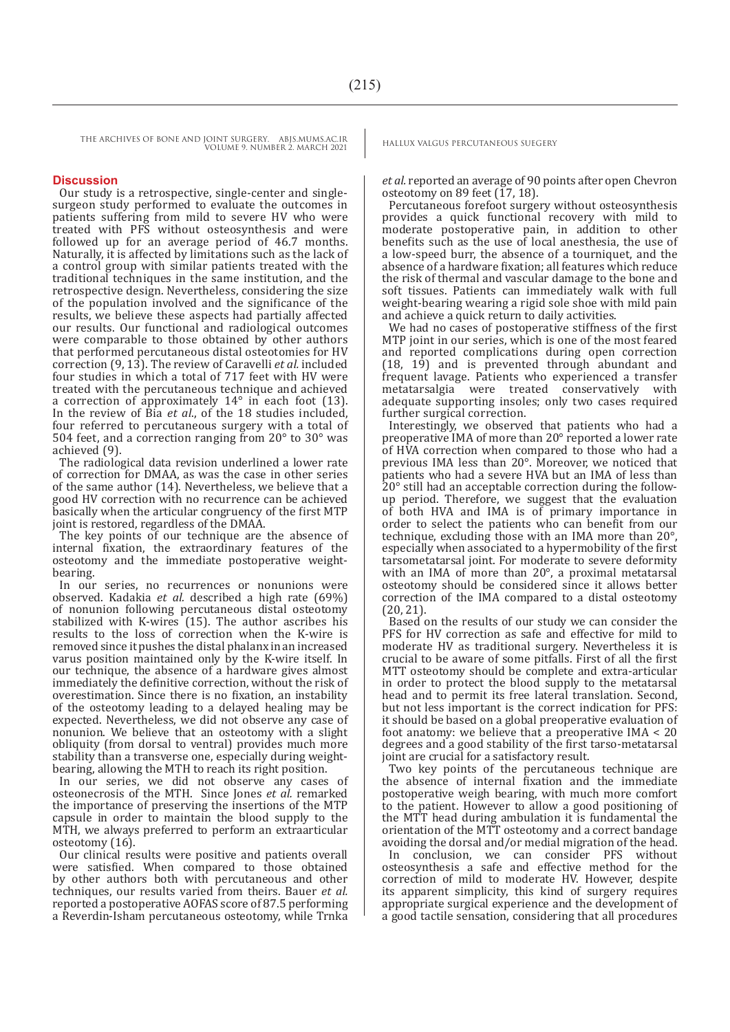## Discussion

Our study is a retrospective, single-center and single-surgeon study performed to evaluate the outcomes in patients suffering from mild to severe HV who were treated with PFS without osteosynthesis and were followed up for an average period of 46.7 months. Naturally, it is affected by limitations such as the lack of a control group with similar patients treated with the traditional techniques in the same institution, and the retrospective design. Nevertheless, considering the size of the population involved and the significance of the results, we believe these aspects had partially affected our results. Our functional and radiological outcomes were comparable to those obtained by other authors that performed percutaneous distal osteotomies for HV correction (9, 13). The review of Caravelli *et al.* included four studies in which a total of 717 feet with HV were treated with the percutaneous technique and achieved a correction of approximately 14° in each foot (13). In the review of Bia *et al.*, of the 18 studies included, four referred to percutaneous surgery with a total of 504 feet, and a correction ranging from 20° to 30° was achieved (9).

The radiological data revision underlined a lower rate of correction for DMAA, as was the case in other series of the same author (14). Nevertheless, we believe that a good HV correction with no recurrence can be achieved basically when the articular congruency of the first MTP joint is restored, regardless of the DMAA.

The key points of our technique are the absence of internal fixation, the extraordinary features of the osteotomy and the immediate postoperative weight-bearing.

In our series, no recurrences or nonunions were observed. Kadakia *et al.* described a high rate (69%) of nonunion following percutaneous distal osteotomy stabilized with K-wires (15). The author ascribes his results to the loss of correction when the K-wire is removed since it pushes the distal phalanx in an increased varus position maintained only by the K-wire itself. In our technique, the absence of a hardware gives almost immediately the definitive correction, without the risk of overestimation. Since there is no fixation, an instability of the osteotomy leading to a delayed healing may be expected. Nevertheless, we did not observe any case of nonunion. We believe that an osteotomy with a slight obliquity (from dorsal to ventral) provides much more stability than a transverse one, especially during weight-bearing, allowing the MTH to reach its right position.

In our series, we did not observe any cases of osteonecrosis of the MTH. Since Jones *et al.* remarked the importance of preserving the insertions of the MTP capsule in order to maintain the blood supply to the MTH, we always preferred to perform an extraarticular osteotomy (16).

Our clinical results were positive and patients overall were satisfied. When compared to those obtained by other authors both with percutaneous and other techniques, our results varied from theirs. Bauer *et al.* reported a postoperative AOFAS score of 87.5 performing a Reverdin-Isham percutaneous osteotomy, while Trnka *et al.* reported an average of 90 points after open Chevron osteotomy on 89 feet (17, 18).

Percutaneous forefoot surgery without osteosynthesis provides a quick functional recovery with mild to moderate postoperative pain, in addition to other benefits such as the use of local anesthesia, the use of a low-speed burr, the absence of a tourniquet, and the absence of a hardware fixation; all features which reduce the risk of thermal and vascular damage to the bone and soft tissues. Patients can immediately walk with full weight-bearing wearing a rigid sole shoe with mild pain and achieve a quick return to daily activities.

We had no cases of postoperative stiffness of the first MTP joint in our series, which is one of the most feared and reported complications during open correction (18, 19) and is prevented through abundant and frequent lavage. Patients who experienced a transfer metatarsalgia were treated conservatively with adequate supporting insoles; only two cases required further surgical correction.

Interestingly, we observed that patients who had a preoperative IMA of more than 20° reported a lower rate of HVA correction when compared to those who had a previous IMA less than 20°. Moreover, we noticed that patients who had a severe HVA but an IMA of less than 20° still had an acceptable correction during the follow-up period. Therefore, we suggest that the evaluation of both HVA and IMA is of primary importance in order to select the patients who can benefit from our technique, excluding those with an IMA more than 20°, especially when associated to a hypermobility of the first tarsometatarsal joint. For moderate to severe deformity with an IMA of more than 20°, a proximal metatarsal osteotomy should be considered since it allows better correction of the IMA compared to a distal osteotomy (20, 21).

Based on the results of our study we can consider the PFS for HV correction as safe and effective for mild to moderate HV as traditional surgery. Nevertheless it is crucial to be aware of some pitfalls. First of all the first MTT osteotomy should be complete and extra-articular in order to protect the blood supply to the metatarsal head and to permit its free lateral translation. Second, but not less important is the correct indication for PFS: it should be based on a global preoperative evaluation of foot anatomy: we believe that a preoperative IMA < 20 degrees and a good stability of the first tarso-metatarsal joint are crucial for a satisfactory result.

Two key points of the percutaneous technique are the absence of internal fixation and the immediate postoperative weigh bearing, with much more comfort to the patient. However to allow a good positioning of the MTT head during ambulation it is fundamental the orientation of the MTT osteotomy and a correct bandage avoiding the dorsal and/or medial migration of the head.

In conclusion, we can consider PFS without osteosynthesis a safe and effective method for the correction of mild to moderate HV. However, despite its apparent simplicity, this kind of surgery requires appropriate surgical experience and the development of a good tactile sensation, considering that all procedures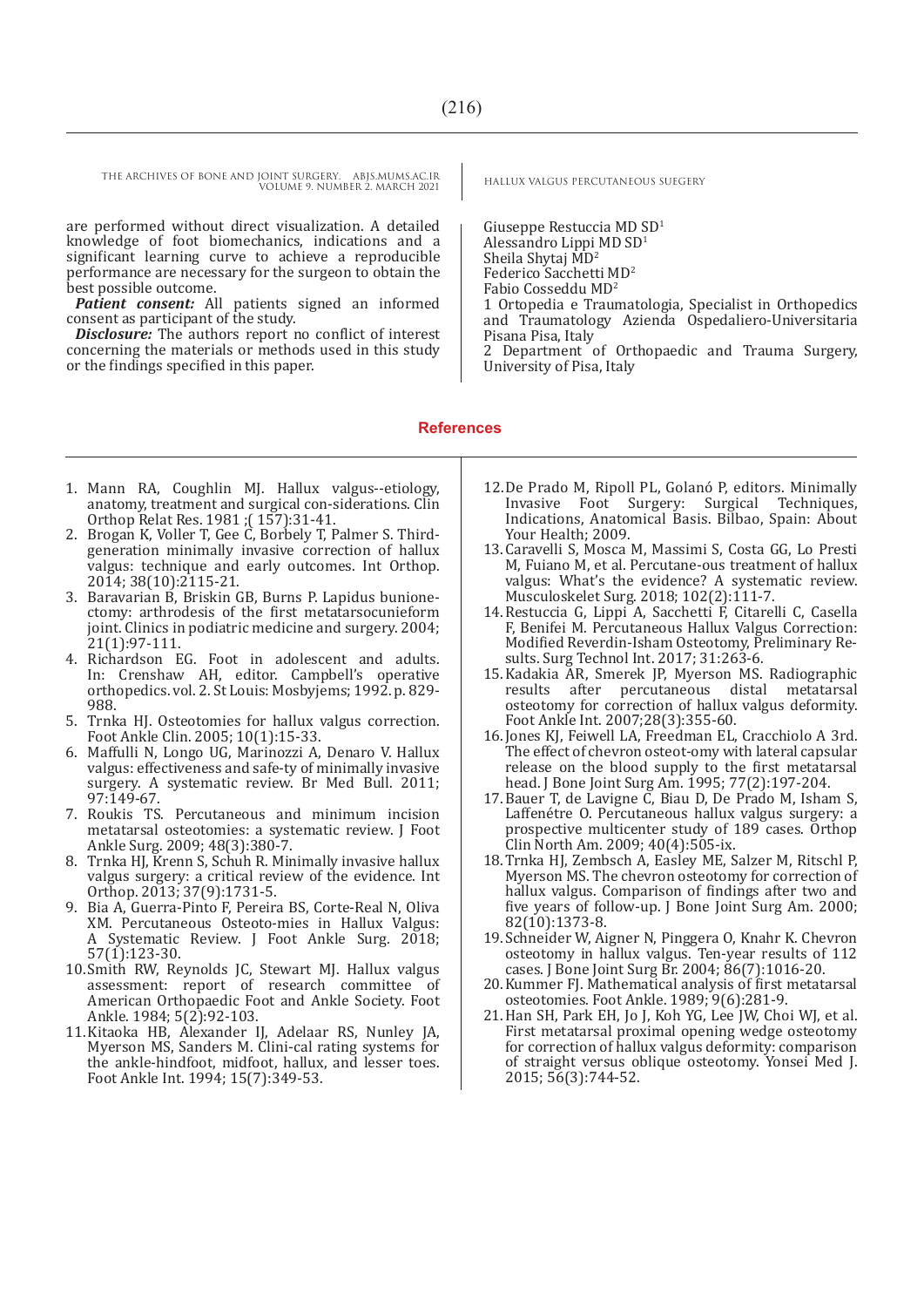are performed without direct visualization. A detailed knowledge of foot biomechanics, indications and a significant learning curve to achieve a reproducible performance are necessary for the surgeon to obtain the best possible outcome.

***Patient consent:*** All patients signed an informed consent as participant of the study.

***Disclosure:*** The authors report no conflict of interest concerning the materials or methods used in this study or the findings specified in this paper.

Giuseppe Restuccia MD SD[1]
Alessandro Lippi MD SD[1]
Sheila Shytaj MD[2]
Federico Sacchetti MD[2]
Fabio Cosseddu MD[2]
1 Ortopedia e Traumatologia, Specialist in Orthopedics and Traumatology Azienda Ospedaliero-Universitaria Pisana Pisa, Italy
2 Department of Orthopaedic and Trauma Surgery, University of Pisa, Italy

## References

1. Mann RA, Coughlin MJ. Hallux valgus--etiology, anatomy, treatment and surgical con-siderations. Clin Orthop Relat Res. 1981 ;( 157):31-41.
2. Brogan K, Voller T, Gee C, Borbely T, Palmer S. Third-generation minimally invasive correction of hallux valgus: technique and early outcomes. Int Orthop. 2014; 38(10):2115-21.
3. Baravarian B, Briskin GB, Burns P. Lapidus bunionectomy: arthrodesis of the first metatarsocunieform joint. Clinics in podiatric medicine and surgery. 2004; 21(1):97-111.
4. Richardson EG. Foot in adolescent and adults. In: Crenshaw AH, editor. Campbell's operative orthopedics. vol. 2. St Louis: Mosbyjems; 1992. p. 829-988.
5. Trnka HJ. Osteotomies for hallux valgus correction. Foot Ankle Clin. 2005; 10(1):15-33.
6. Maffulli N, Longo UG, Marinozzi A, Denaro V. Hallux valgus: effectiveness and safe-ty of minimally invasive surgery. A systematic review. Br Med Bull. 2011; 97:149-67.
7. Roukis TS. Percutaneous and minimum incision metatarsal osteotomies: a systematic review. J Foot Ankle Surg. 2009; 48(3):380-7.
8. Trnka HJ, Krenn S, Schuh R. Minimally invasive hallux valgus surgery: a critical review of the evidence. Int Orthop. 2013; 37(9):1731-5.
9. Bia A, Guerra-Pinto F, Pereira BS, Corte-Real N, Oliva XM. Percutaneous Osteoto-mies in Hallux Valgus: A Systematic Review. J Foot Ankle Surg. 2018; 57(1):123-30.
10. Smith RW, Reynolds JC, Stewart MJ. Hallux valgus assessment: report of research committee of American Orthopaedic Foot and Ankle Society. Foot Ankle. 1984; 5(2):92-103.
11. Kitaoka HB, Alexander IJ, Adelaar RS, Nunley JA, Myerson MS, Sanders M. Clini-cal rating systems for the ankle-hindfoot, midfoot, hallux, and lesser toes. Foot Ankle Int. 1994; 15(7):349-53.
12. De Prado M, Ripoll PL, Golanó P, editors. Minimally Invasive Foot Surgery: Surgical Techniques, Indications, Anatomical Basis. Bilbao, Spain: About Your Health; 2009.
13. Caravelli S, Mosca M, Massimi S, Costa GG, Lo Presti M, Fuiano M, et al. Percutane-ous treatment of hallux valgus: What's the evidence? A systematic review. Musculoskelet Surg. 2018; 102(2):111-7.
14. Restuccia G, Lippi A, Sacchetti F, Citarelli C, Casella F, Benifei M. Percutaneous Hallux Valgus Correction: Modified Reverdin-Isham Osteotomy, Preliminary Re-sults. Surg Technol Int. 2017; 31:263-6.
15. Kadakia AR, Smerek JP, Myerson MS. Radiographic results after percutaneous distal metatarsal osteotomy for correction of hallux valgus deformity. Foot Ankle Int. 2007;28(3):355-60.
16. Jones KJ, Feiwell LA, Freedman EL, Cracchiolo A 3rd. The effect of chevron osteot-omy with lateral capsular release on the blood supply to the first metatarsal head. J Bone Joint Surg Am. 1995; 77(2):197-204.
17. Bauer T, de Lavigne C, Biau D, De Prado M, Isham S, Laffenétre O. Percutaneous hallux valgus surgery: a prospective multicenter study of 189 cases. Orthop Clin North Am. 2009; 40(4):505-ix.
18. Trnka HJ, Zembsch A, Easley ME, Salzer M, Ritschl P, Myerson MS. The chevron osteotomy for correction of hallux valgus. Comparison of findings after two and five years of follow-up. J Bone Joint Surg Am. 2000; 82(10):1373-8.
19. Schneider W, Aigner N, Pinggera O, Knahr K. Chevron osteotomy in hallux valgus. Ten-year results of 112 cases. J Bone Joint Surg Br. 2004; 86(7):1016-20.
20. Kummer FJ. Mathematical analysis of first metatarsal osteotomies. Foot Ankle. 1989; 9(6):281-9.
21. Han SH, Park EH, Jo J, Koh YG, Lee JW, Choi WJ, et al. First metatarsal proximal opening wedge osteotomy for correction of hallux valgus deformity: comparison of straight versus oblique osteotomy. Yonsei Med J. 2015; 56(3):744-52.